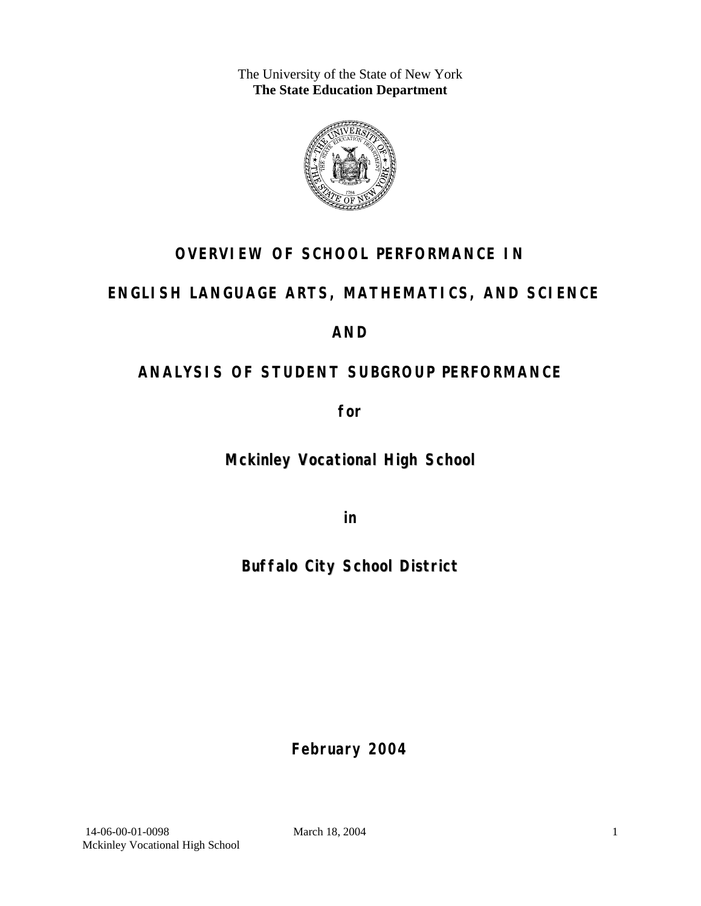The University of the State of New York
**The State Education Department**

# OVERVIEW OF SCHOOL PERFORMANCE IN

# ENGLISH LANGUAGE ARTS, MATHEMATICS, AND SCIENCE

# AND

# ANALYSIS OF STUDENT SUBGROUP PERFORMANCE

**for**

## Mckinley Vocational High School

**in**

## Buffalo City School District

**February 2004**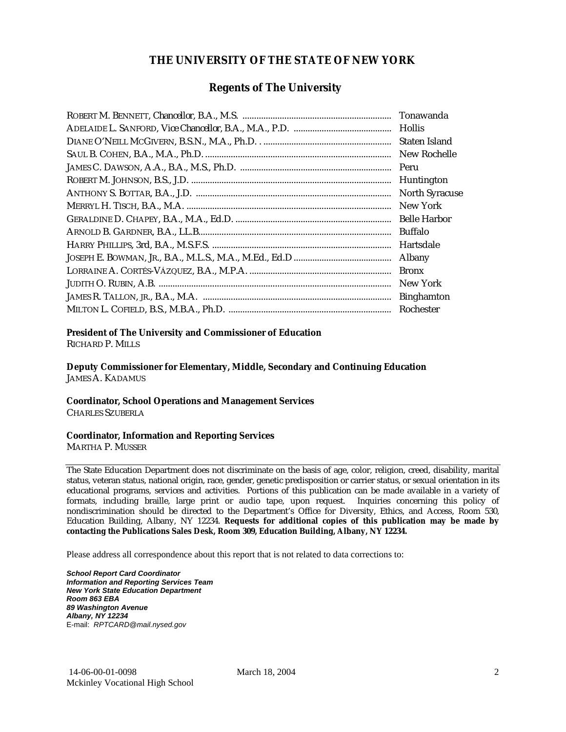## THE UNIVERSITY OF THE STATE OF NEW YORK

### Regents of The University

| | |
|---|---|
| ROBERT M. BENNETT, *Chancellor*, B.A., M.S. | Tonawanda |
| ADELAIDE L. SANFORD, *Vice Chancellor*, B.A., M.A., P.D. | Hollis |
| DIANE O'NEILL MCGIVERN, B.S.N., M.A., Ph.D. | Staten Island |
| SAUL B. COHEN, B.A., M.A., Ph.D. | New Rochelle |
| JAMES C. DAWSON, A.A., B.A., M.S., Ph.D. | Peru |
| ROBERT M. JOHNSON, B.S., J.D. | Huntington |
| ANTHONY S. BOTTAR, B.A., J.D. | North Syracuse |
| MERRYL H. TISCH, B.A., M.A. | New York |
| GERALDINE D. CHAPEY, B.A., M.A., Ed.D. | Belle Harbor |
| ARNOLD B. GARDNER, B.A., LL.B. | Buffalo |
| HARRY PHILLIPS, 3rd, B.A., M.S.F.S. | Hartsdale |
| JOSEPH E. BOWMAN, JR., B.A., M.L.S., M.A., M.Ed., Ed.D | Albany |
| LORRAINE A. CORTÉS-VÁZQUEZ, B.A., M.P.A. | Bronx |
| JUDITH O. RUBIN, A.B. | New York |
| JAMES R. TALLON, JR., B.A., M.A. | Binghamton |
| MILTON L. COFIELD, B.S., M.B.A., Ph.D. | Rochester |

**President of The University and Commissioner of Education**
RICHARD P. MILLS

**Deputy Commissioner for Elementary, Middle, Secondary and Continuing Education**
JAMES A. KADAMUS

**Coordinator, School Operations and Management Services**
CHARLES SZUBERLA

**Coordinator, Information and Reporting Services**
MARTHA P. MUSSER

---

The State Education Department does not discriminate on the basis of age, color, religion, creed, disability, marital status, veteran status, national origin, race, gender, genetic predisposition or carrier status, or sexual orientation in its educational programs, services and activities. Portions of this publication can be made available in a variety of formats, including braille, large print or audio tape, upon request. Inquiries concerning this policy of nondiscrimination should be directed to the Department's Office for Diversity, Ethics, and Access, Room 530, Education Building, Albany, NY 12234. **Requests for additional copies of this publication may be made by contacting the Publications Sales Desk, Room 309, Education Building, Albany, NY 12234.**

Please address all correspondence about this report that is not related to data corrections to:

***School Report Card Coordinator***
***Information and Reporting Services Team***
***New York State Education Department***
***Room 863 EBA***
***89 Washington Avenue***
***Albany, NY 12234***
E-mail: *RPTCARD@mail.nysed.gov*

14-06-00-01-0098
Mckinley Vocational High School

March 18, 2004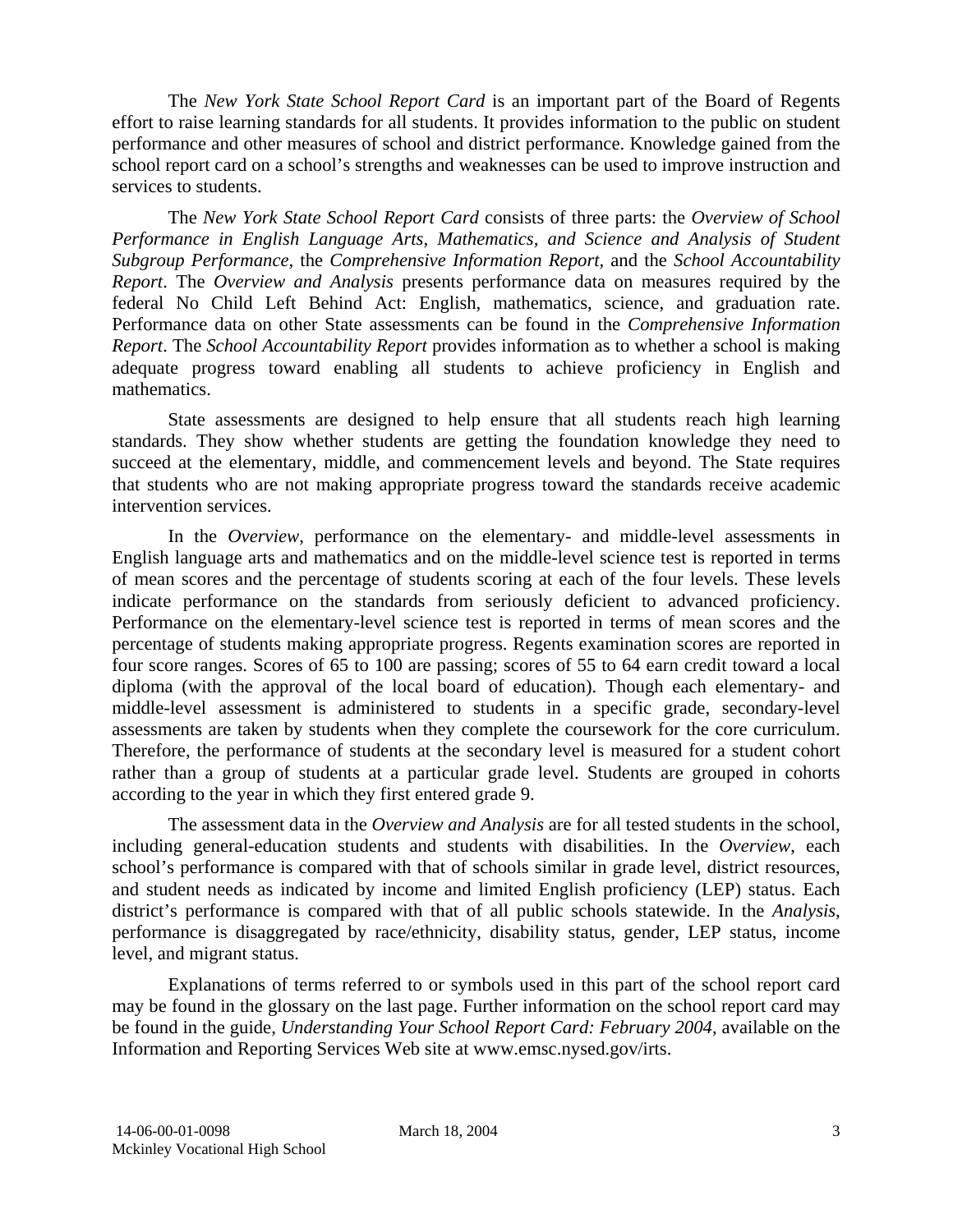The *New York State School Report Card* is an important part of the Board of Regents effort to raise learning standards for all students. It provides information to the public on student performance and other measures of school and district performance. Knowledge gained from the school report card on a school's strengths and weaknesses can be used to improve instruction and services to students.

The *New York State School Report Card* consists of three parts: the *Overview of School Performance in English Language Arts, Mathematics, and Science and Analysis of Student Subgroup Performance,* the *Comprehensive Information Report,* and the *School Accountability Report*. The *Overview and Analysis* presents performance data on measures required by the federal No Child Left Behind Act: English, mathematics, science, and graduation rate. Performance data on other State assessments can be found in the *Comprehensive Information Report*. The *School Accountability Report* provides information as to whether a school is making adequate progress toward enabling all students to achieve proficiency in English and mathematics.

State assessments are designed to help ensure that all students reach high learning standards. They show whether students are getting the foundation knowledge they need to succeed at the elementary, middle, and commencement levels and beyond. The State requires that students who are not making appropriate progress toward the standards receive academic intervention services.

In the *Overview*, performance on the elementary- and middle-level assessments in English language arts and mathematics and on the middle-level science test is reported in terms of mean scores and the percentage of students scoring at each of the four levels. These levels indicate performance on the standards from seriously deficient to advanced proficiency. Performance on the elementary-level science test is reported in terms of mean scores and the percentage of students making appropriate progress. Regents examination scores are reported in four score ranges. Scores of 65 to 100 are passing; scores of 55 to 64 earn credit toward a local diploma (with the approval of the local board of education). Though each elementary- and middle-level assessment is administered to students in a specific grade, secondary-level assessments are taken by students when they complete the coursework for the core curriculum. Therefore, the performance of students at the secondary level is measured for a student cohort rather than a group of students at a particular grade level. Students are grouped in cohorts according to the year in which they first entered grade 9.

The assessment data in the *Overview and Analysis* are for all tested students in the school, including general-education students and students with disabilities. In the *Overview*, each school's performance is compared with that of schools similar in grade level, district resources, and student needs as indicated by income and limited English proficiency (LEP) status. Each district's performance is compared with that of all public schools statewide. In the *Analysis*, performance is disaggregated by race/ethnicity, disability status, gender, LEP status, income level, and migrant status.

Explanations of terms referred to or symbols used in this part of the school report card may be found in the glossary on the last page. Further information on the school report card may be found in the guide, *Understanding Your School Report Card: February 2004*, available on the Information and Reporting Services Web site at www.emsc.nysed.gov/irts.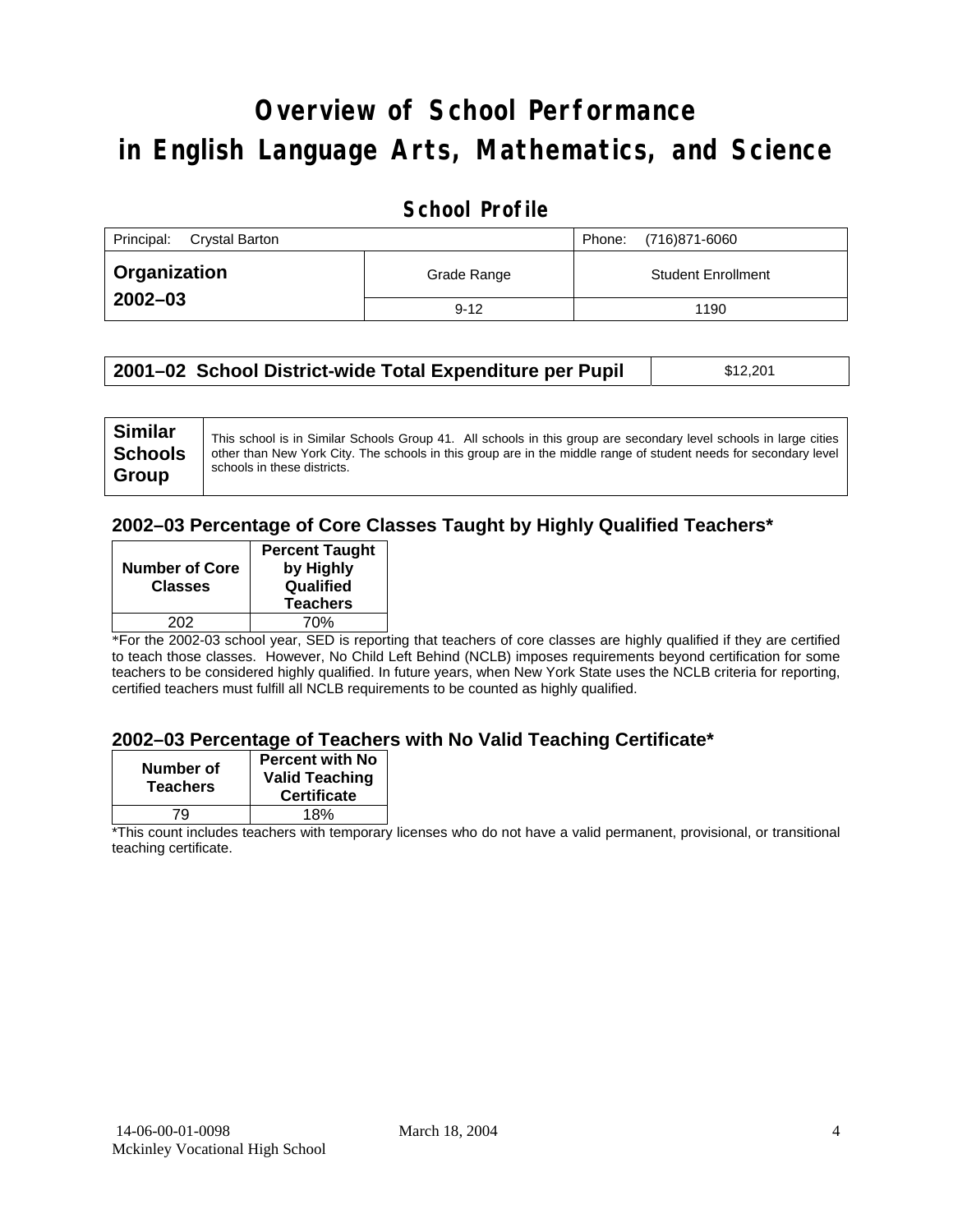# Overview of School Performance in English Language Arts, Mathematics, and Science

## School Profile

| Principal: Crystal Barton | | Phone: (716)871-6060 |
|---|---|---|
| **Organization 2002–03** | Grade Range | Student Enrollment |
| | 9-12 | 1190 |

| **2001–02 School District-wide Total Expenditure per Pupil** | $12,201 |
|---|---|

| **Similar Schools Group** | This school is in Similar Schools Group 41. All schools in this group are secondary level schools in large cities other than New York City. The schools in this group are in the middle range of student needs for secondary level schools in these districts. |
|---|---|

### 2002–03 Percentage of Core Classes Taught by Highly Qualified Teachers*

| Number of Core Classes | Percent Taught by Highly Qualified Teachers |
|---|---|
| 202 | 70% |

*For the 2002-03 school year, SED is reporting that teachers of core classes are highly qualified if they are certified to teach those classes. However, No Child Left Behind (NCLB) imposes requirements beyond certification for some teachers to be considered highly qualified. In future years, when New York State uses the NCLB criteria for reporting, certified teachers must fulfill all NCLB requirements to be counted as highly qualified.

### 2002–03 Percentage of Teachers with No Valid Teaching Certificate*

| Number of Teachers | Percent with No Valid Teaching Certificate |
|---|---|
| 79 | 18% |

*This count includes teachers with temporary licenses who do not have a valid permanent, provisional, or transitional teaching certificate.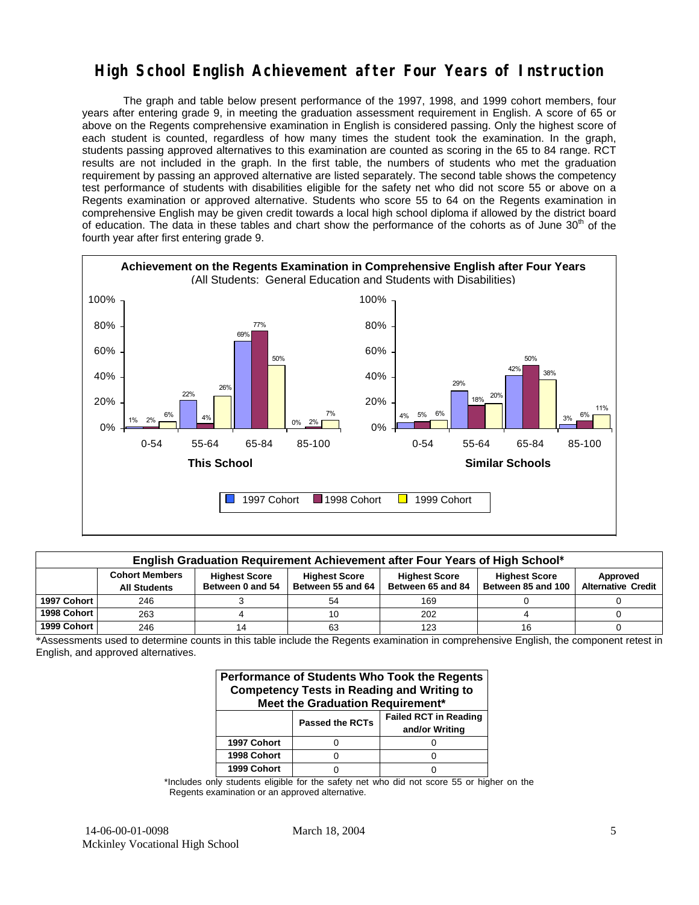# High School English Achievement after Four Years of Instruction

The graph and table below present performance of the 1997, 1998, and 1999 cohort members, four years after entering grade 9, in meeting the graduation assessment requirement in English. A score of 65 or above on the Regents comprehensive examination in English is considered passing. Only the highest score of each student is counted, regardless of how many times the student took the examination. In the graph, students passing approved alternatives to this examination are counted as scoring in the 65 to 84 range. RCT results are not included in the graph. In the first table, the numbers of students who met the graduation requirement by passing an approved alternative are listed separately. The second table shows the competency test performance of students with disabilities eligible for the safety net who did not score 55 or above on a Regents examination or approved alternative. Students who score 55 to 64 on the Regents examination in comprehensive English may be given credit towards a local high school diploma if allowed by the district board of education. The data in these tables and chart show the performance of the cohorts as of June 30th of the fourth year after first entering grade 9.

**Achievement on the Regents Examination in Comprehensive English after Four Years**
(All Students: General Education and Students with Disabilities)

| | This School 0-54 | This School 55-64 | This School 65-84 | This School 85-100 | Similar Schools 0-54 | Similar Schools 55-64 | Similar Schools 65-84 | Similar Schools 85-100 |
|---|---|---|---|---|---|---|---|---|
| 1997 Cohort | 1% | 22% | 69% | 0% | 4% | 29% | 42% | 3% |
| 1998 Cohort | 2% | 4% | 77% | 2% | 5% | 18% | 50% | 6% |
| 1999 Cohort | 6% | 26% | 50% | 7% | 6% | 20% | 38% | 11% |

| English Graduation Requirement Achievement after Four Years of High School* | | | | | | |
|---|---|---|---|---|---|---|
| | Cohort Members All Students | Highest Score Between 0 and 54 | Highest Score Between 55 and 64 | Highest Score Between 65 and 84 | Highest Score Between 85 and 100 | Approved Alternative Credit |
| 1997 Cohort | 246 | 3 | 54 | 169 | 0 | 0 |
| 1998 Cohort | 263 | 4 | 10 | 202 | 4 | 0 |
| 1999 Cohort | 246 | 14 | 63 | 123 | 16 | 0 |

*Assessments used to determine counts in this table include the Regents examination in comprehensive English, the component retest in English, and approved alternatives.

| Performance of Students Who Took the Regents Competency Tests in Reading and Writing to Meet the Graduation Requirement* | | |
|---|---|---|
| | Passed the RCTs | Failed RCT in Reading and/or Writing |
| 1997 Cohort | 0 | 0 |
| 1998 Cohort | 0 | 0 |
| 1999 Cohort | 0 | 0 |

*Includes only students eligible for the safety net who did not score 55 or higher on the Regents examination or an approved alternative.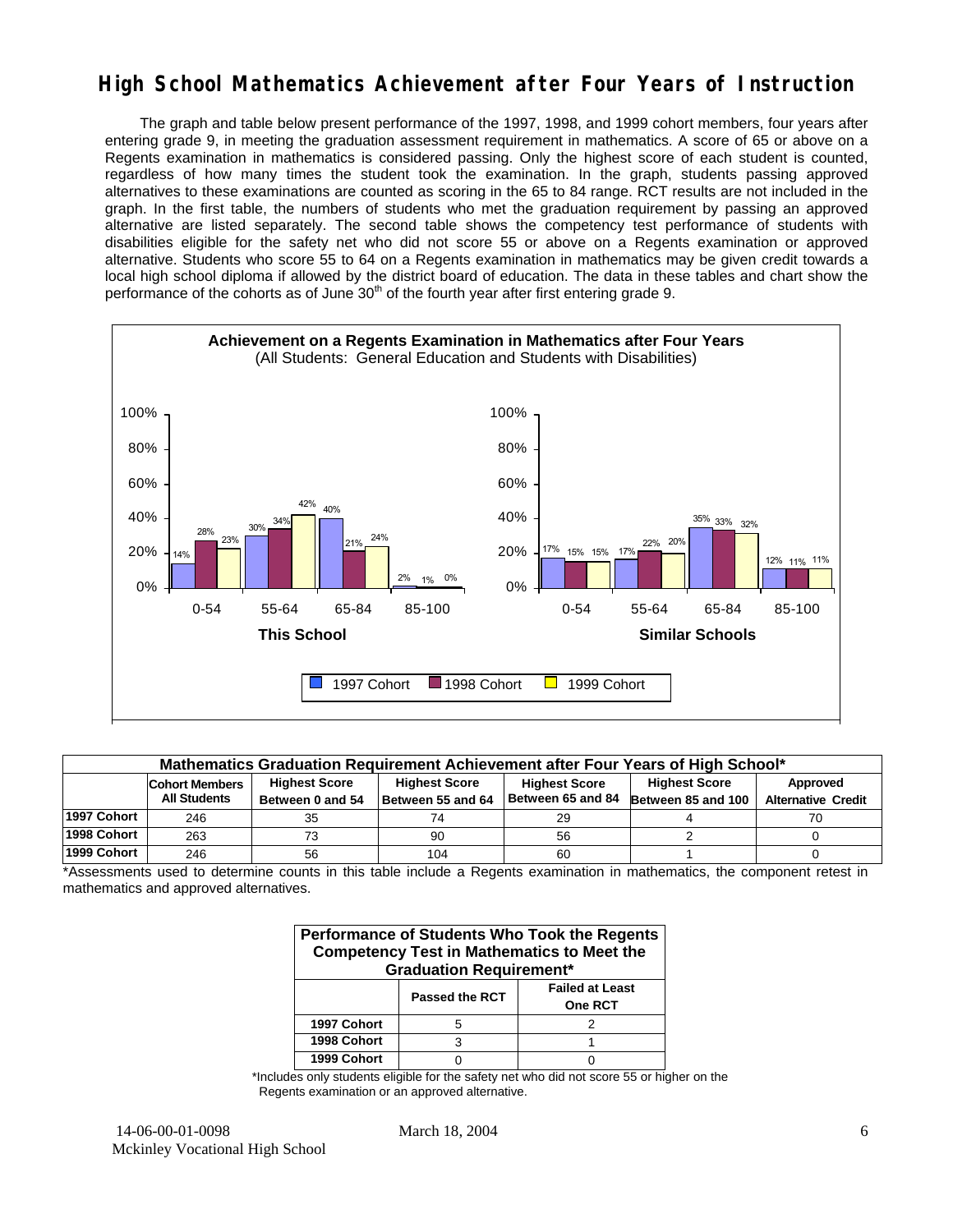# High School Mathematics Achievement after Four Years of Instruction

The graph and table below present performance of the 1997, 1998, and 1999 cohort members, four years after entering grade 9, in meeting the graduation assessment requirement in mathematics. A score of 65 or above on a Regents examination in mathematics is considered passing. Only the highest score of each student is counted, regardless of how many times the student took the examination. In the graph, students passing approved alternatives to these examinations are counted as scoring in the 65 to 84 range. RCT results are not included in the graph. In the first table, the numbers of students who met the graduation requirement by passing an approved alternative are listed separately. The second table shows the competency test performance of students with disabilities eligible for the safety net who did not score 55 or above on a Regents examination or approved alternative. Students who score 55 to 64 on a Regents examination in mathematics may be given credit towards a local high school diploma if allowed by the district board of education. The data in these tables and chart show the performance of the cohorts as of June 30th of the fourth year after first entering grade 9.

**Achievement on a Regents Examination in Mathematics after Four Years**
(All Students: General Education and Students with Disabilities)

| | This School: 0-54 | This School: 55-64 | This School: 65-84 | This School: 85-100 | Similar Schools: 0-54 | Similar Schools: 55-64 | Similar Schools: 65-84 | Similar Schools: 85-100 |
|---|---|---|---|---|---|---|---|---|
| 1997 Cohort | 14% | 30% | 40% | 2% | 17% | 17% | 35% | 12% |
| 1998 Cohort | 28% | 34% | 21% | 1% | 15% | 22% | 33% | 11% |
| 1999 Cohort | 23% | 42% | 24% | 0% | 15% | 20% | 32% | 11% |

**Mathematics Graduation Requirement Achievement after Four Years of High School***

| | Cohort Members All Students | Highest Score Between 0 and 54 | Highest Score Between 55 and 64 | Highest Score Between 65 and 84 | Highest Score Between 85 and 100 | Approved Alternative Credit |
|---|---|---|---|---|---|---|
| 1997 Cohort | 246 | 35 | 74 | 29 | 4 | 70 |
| 1998 Cohort | 263 | 73 | 90 | 56 | 2 | 0 |
| 1999 Cohort | 246 | 56 | 104 | 60 | 1 | 0 |

*Assessments used to determine counts in this table include a Regents examination in mathematics, the component retest in mathematics and approved alternatives.

**Performance of Students Who Took the Regents Competency Test in Mathematics to Meet the Graduation Requirement***

| | Passed the RCT | Failed at Least One RCT |
|---|---|---|
| 1997 Cohort | 5 | 2 |
| 1998 Cohort | 3 | 1 |
| 1999 Cohort | 0 | 0 |

*Includes only students eligible for the safety net who did not score 55 or higher on the Regents examination or an approved alternative.

14-06-00-01-0098
Mckinley Vocational High School
March 18, 2004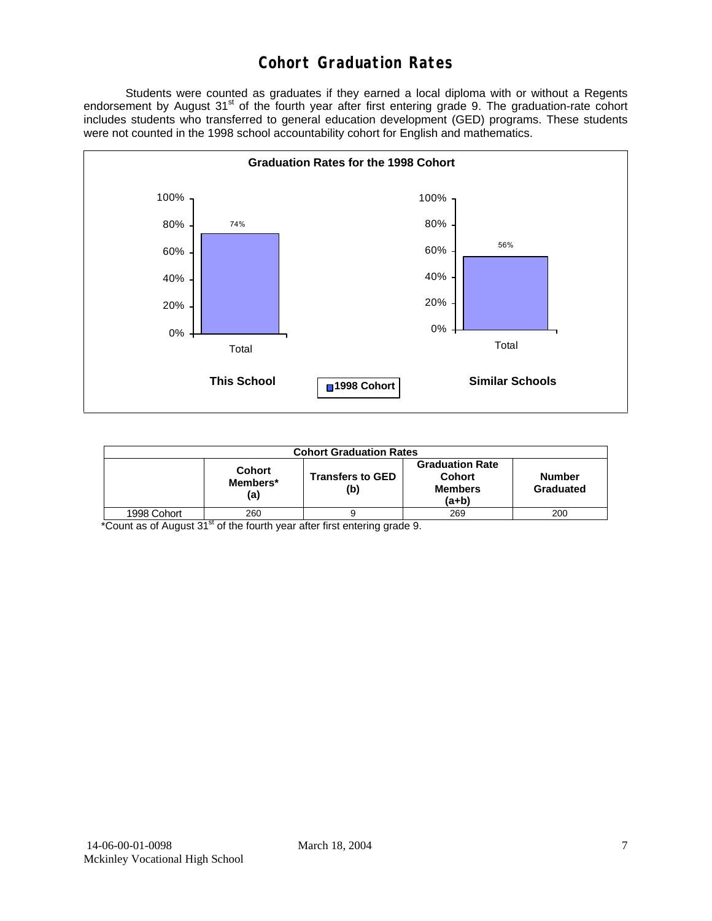# Cohort Graduation Rates

Students were counted as graduates if they earned a local diploma with or without a Regents endorsement by August 31st of the fourth year after first entering grade 9. The graduation-rate cohort includes students who transferred to general education development (GED) programs. These students were not counted in the 1998 school accountability cohort for English and mathematics.

**Graduation Rates for the 1998 Cohort**

| | This School | Similar Schools |
|---|---|---|
| Total (1998 Cohort) | 74% | 56% |

| Cohort Graduation Rates | | | | |
|---|---|---|---|---|
| | Cohort Members* (a) | Transfers to GED (b) | Graduation Rate Cohort Members (a+b) | Number Graduated |
| 1998 Cohort | 260 | 9 | 269 | 200 |

*Count as of August 31st of the fourth year after first entering grade 9.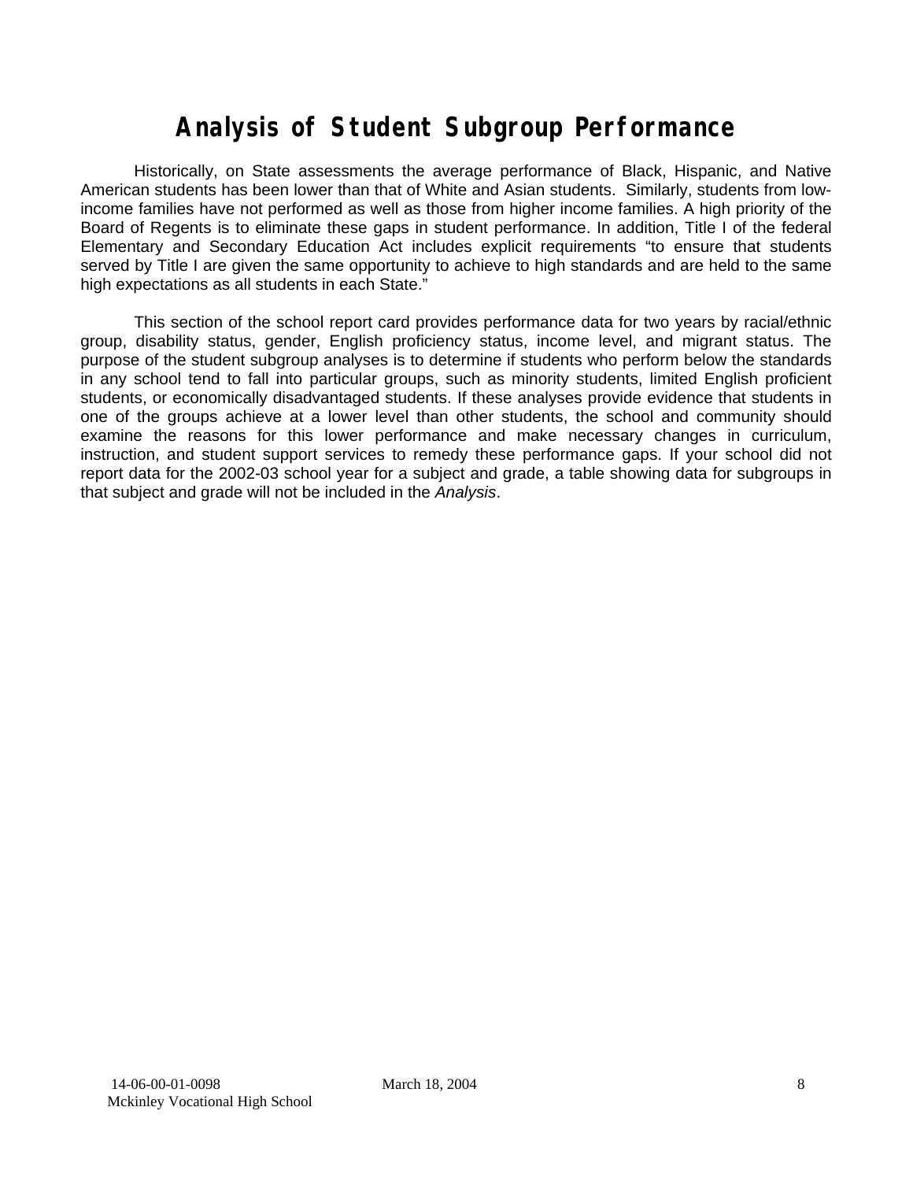# Analysis of Student Subgroup Performance

Historically, on State assessments the average performance of Black, Hispanic, and Native American students has been lower than that of White and Asian students. Similarly, students from low-income families have not performed as well as those from higher income families. A high priority of the Board of Regents is to eliminate these gaps in student performance. In addition, Title I of the federal Elementary and Secondary Education Act includes explicit requirements "to ensure that students served by Title I are given the same opportunity to achieve to high standards and are held to the same high expectations as all students in each State."

This section of the school report card provides performance data for two years by racial/ethnic group, disability status, gender, English proficiency status, income level, and migrant status. The purpose of the student subgroup analyses is to determine if students who perform below the standards in any school tend to fall into particular groups, such as minority students, limited English proficient students, or economically disadvantaged students. If these analyses provide evidence that students in one of the groups achieve at a lower level than other students, the school and community should examine the reasons for this lower performance and make necessary changes in curriculum, instruction, and student support services to remedy these performance gaps. If your school did not report data for the 2002-03 school year for a subject and grade, a table showing data for subgroups in that subject and grade will not be included in the *Analysis*.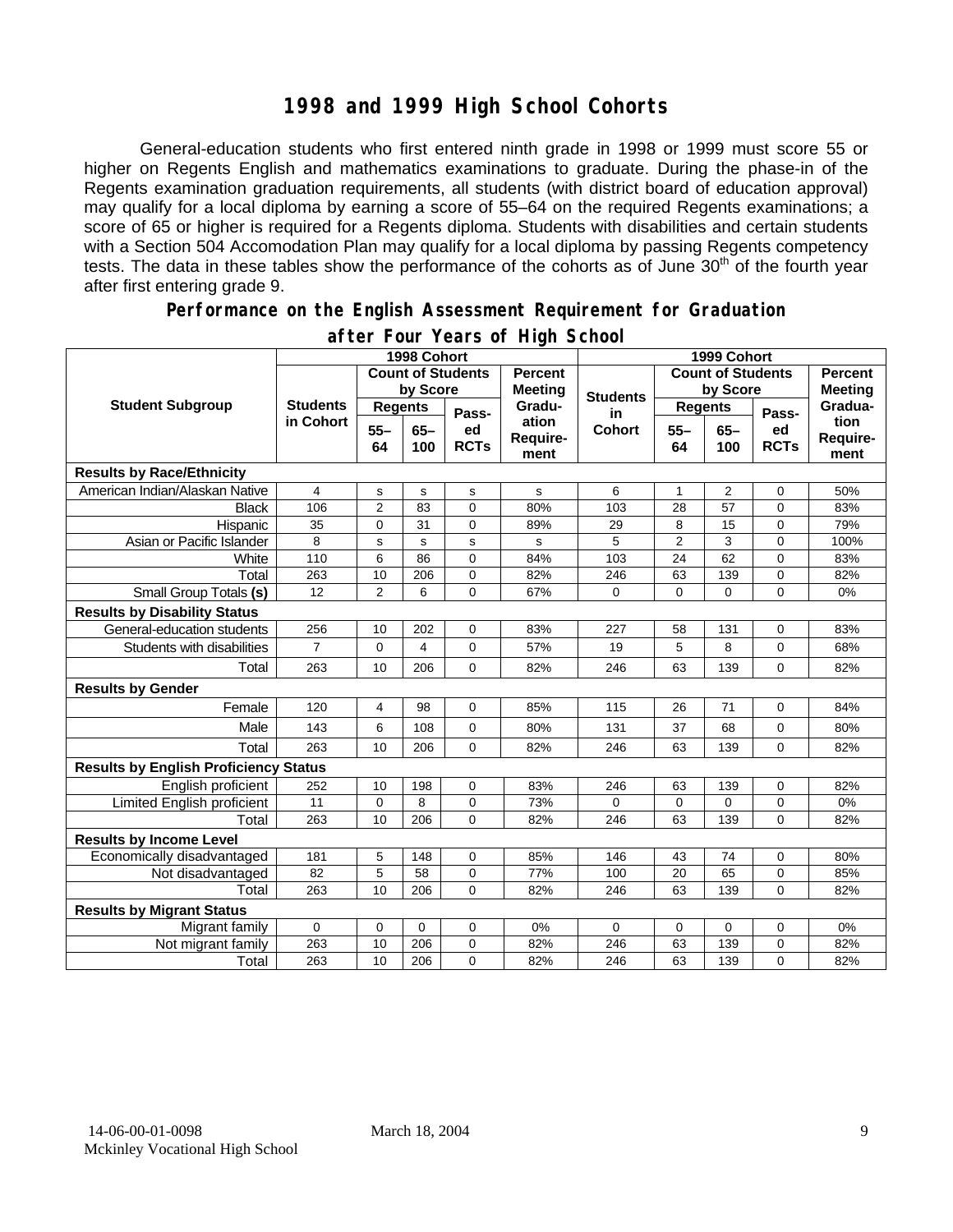# 1998 and 1999 High School Cohorts

General-education students who first entered ninth grade in 1998 or 1999 must score 55 or higher on Regents English and mathematics examinations to graduate. During the phase-in of the Regents examination graduation requirements, all students (with district board of education approval) may qualify for a local diploma by earning a score of 55–64 on the required Regents examinations; a score of 65 or higher is required for a Regents diploma. Students with disabilities and certain students with a Section 504 Accomodation Plan may qualify for a local diploma by passing Regents competency tests. The data in these tables show the performance of the cohorts as of June 30th of the fourth year after first entering grade 9.

## Performance on the English Assessment Requirement for Graduation after Four Years of High School

| Student Subgroup | 1998 Cohort | | | | | 1999 Cohort | | | | |
|---|---|---|---|---|---|---|---|---|---|---|
| | Students in Cohort | Count of Students by Score | | | Percent Meeting Graduation Requirement | Students in Cohort | Count of Students by Score | | | Percent Meeting Graduation Requirement |
| | | Regents 55–64 | Regents 65–100 | Passed RCTs | | | Regents 55–64 | Regents 65–100 | Passed RCTs | |
| **Results by Race/Ethnicity** | | | | | | | | | | |
| American Indian/Alaskan Native | 4 | s | s | s | s | 6 | 1 | 2 | 0 | 50% |
| Black | 106 | 2 | 83 | 0 | 80% | 103 | 28 | 57 | 0 | 83% |
| Hispanic | 35 | 0 | 31 | 0 | 89% | 29 | 8 | 15 | 0 | 79% |
| Asian or Pacific Islander | 8 | s | s | s | s | 5 | 2 | 3 | 0 | 100% |
| White | 110 | 6 | 86 | 0 | 84% | 103 | 24 | 62 | 0 | 83% |
| Total | 263 | 10 | 206 | 0 | 82% | 246 | 63 | 139 | 0 | 82% |
| Small Group Totals **(s)** | 12 | 2 | 6 | 0 | 67% | 0 | 0 | 0 | 0 | 0% |
| **Results by Disability Status** | | | | | | | | | | |
| General-education students | 256 | 10 | 202 | 0 | 83% | 227 | 58 | 131 | 0 | 83% |
| Students with disabilities | 7 | 0 | 4 | 0 | 57% | 19 | 5 | 8 | 0 | 68% |
| Total | 263 | 10 | 206 | 0 | 82% | 246 | 63 | 139 | 0 | 82% |
| **Results by Gender** | | | | | | | | | | |
| Female | 120 | 4 | 98 | 0 | 85% | 115 | 26 | 71 | 0 | 84% |
| Male | 143 | 6 | 108 | 0 | 80% | 131 | 37 | 68 | 0 | 80% |
| Total | 263 | 10 | 206 | 0 | 82% | 246 | 63 | 139 | 0 | 82% |
| **Results by English Proficiency Status** | | | | | | | | | | |
| English proficient | 252 | 10 | 198 | 0 | 83% | 246 | 63 | 139 | 0 | 82% |
| Limited English proficient | 11 | 0 | 8 | 0 | 73% | 0 | 0 | 0 | 0 | 0% |
| Total | 263 | 10 | 206 | 0 | 82% | 246 | 63 | 139 | 0 | 82% |
| **Results by Income Level** | | | | | | | | | | |
| Economically disadvantaged | 181 | 5 | 148 | 0 | 85% | 146 | 43 | 74 | 0 | 80% |
| Not disadvantaged | 82 | 5 | 58 | 0 | 77% | 100 | 20 | 65 | 0 | 85% |
| Total | 263 | 10 | 206 | 0 | 82% | 246 | 63 | 139 | 0 | 82% |
| **Results by Migrant Status** | | | | | | | | | | |
| Migrant family | 0 | 0 | 0 | 0 | 0% | 0 | 0 | 0 | 0 | 0% |
| Not migrant family | 263 | 10 | 206 | 0 | 82% | 246 | 63 | 139 | 0 | 82% |
| Total | 263 | 10 | 206 | 0 | 82% | 246 | 63 | 139 | 0 | 82% |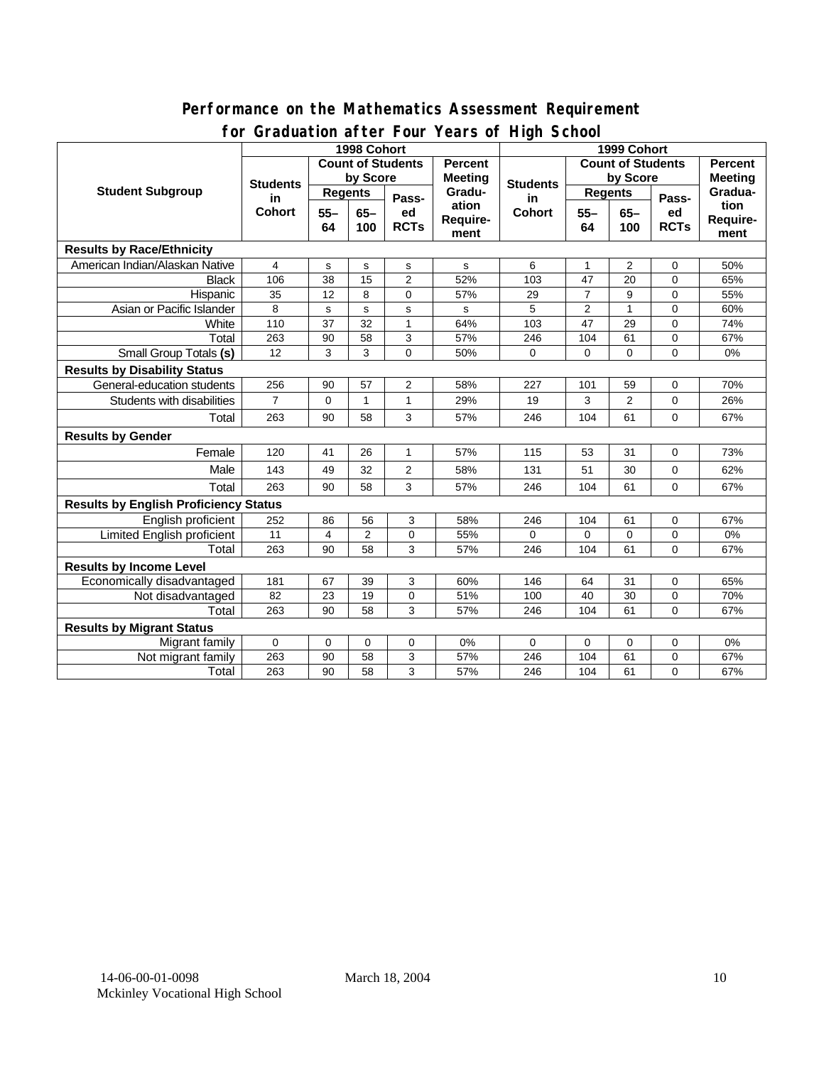# Performance on the Mathematics Assessment Requirement for Graduation after Four Years of High School

| Student Subgroup | 1998 Cohort | | | | | 1999 Cohort | | | | |
|---|---|---|---|---|---|---|---|---|---|---|
| | Students in Cohort | Count of Students by Score | | | Percent Meeting Graduation Requirement | Students in Cohort | Count of Students by Score | | | Percent Meeting Graduation Requirement |
| | | Regents | | Passed RCTs | | | Regents | | Passed RCTs | |
| | | 55–64 | 65–100 | | | | 55–64 | 65–100 | | |
| **Results by Race/Ethnicity** | | | | | | | | | | |
| American Indian/Alaskan Native | 4 | s | s | s | s | 6 | 1 | 2 | 0 | 50% |
| Black | 106 | 38 | 15 | 2 | 52% | 103 | 47 | 20 | 0 | 65% |
| Hispanic | 35 | 12 | 8 | 0 | 57% | 29 | 7 | 9 | 0 | 55% |
| Asian or Pacific Islander | 8 | s | s | s | s | 5 | 2 | 1 | 0 | 60% |
| White | 110 | 37 | 32 | 1 | 64% | 103 | 47 | 29 | 0 | 74% |
| Total | 263 | 90 | 58 | 3 | 57% | 246 | 104 | 61 | 0 | 67% |
| Small Group Totals **(s)** | 12 | 3 | 3 | 0 | 50% | 0 | 0 | 0 | 0 | 0% |
| **Results by Disability Status** | | | | | | | | | | |
| General-education students | 256 | 90 | 57 | 2 | 58% | 227 | 101 | 59 | 0 | 70% |
| Students with disabilities | 7 | 0 | 1 | 1 | 29% | 19 | 3 | 2 | 0 | 26% |
| Total | 263 | 90 | 58 | 3 | 57% | 246 | 104 | 61 | 0 | 67% |
| **Results by Gender** | | | | | | | | | | |
| Female | 120 | 41 | 26 | 1 | 57% | 115 | 53 | 31 | 0 | 73% |
| Male | 143 | 49 | 32 | 2 | 58% | 131 | 51 | 30 | 0 | 62% |
| Total | 263 | 90 | 58 | 3 | 57% | 246 | 104 | 61 | 0 | 67% |
| **Results by English Proficiency Status** | | | | | | | | | | |
| English proficient | 252 | 86 | 56 | 3 | 58% | 246 | 104 | 61 | 0 | 67% |
| Limited English proficient | 11 | 4 | 2 | 0 | 55% | 0 | 0 | 0 | 0 | 0% |
| Total | 263 | 90 | 58 | 3 | 57% | 246 | 104 | 61 | 0 | 67% |
| **Results by Income Level** | | | | | | | | | | |
| Economically disadvantaged | 181 | 67 | 39 | 3 | 60% | 146 | 64 | 31 | 0 | 65% |
| Not disadvantaged | 82 | 23 | 19 | 0 | 51% | 100 | 40 | 30 | 0 | 70% |
| Total | 263 | 90 | 58 | 3 | 57% | 246 | 104 | 61 | 0 | 67% |
| **Results by Migrant Status** | | | | | | | | | | |
| Migrant family | 0 | 0 | 0 | 0 | 0% | 0 | 0 | 0 | 0 | 0% |
| Not migrant family | 263 | 90 | 58 | 3 | 57% | 246 | 104 | 61 | 0 | 67% |
| Total | 263 | 90 | 58 | 3 | 57% | 246 | 104 | 61 | 0 | 67% |

14-06-00-01-0098 March 18, 2004
Mckinley Vocational High School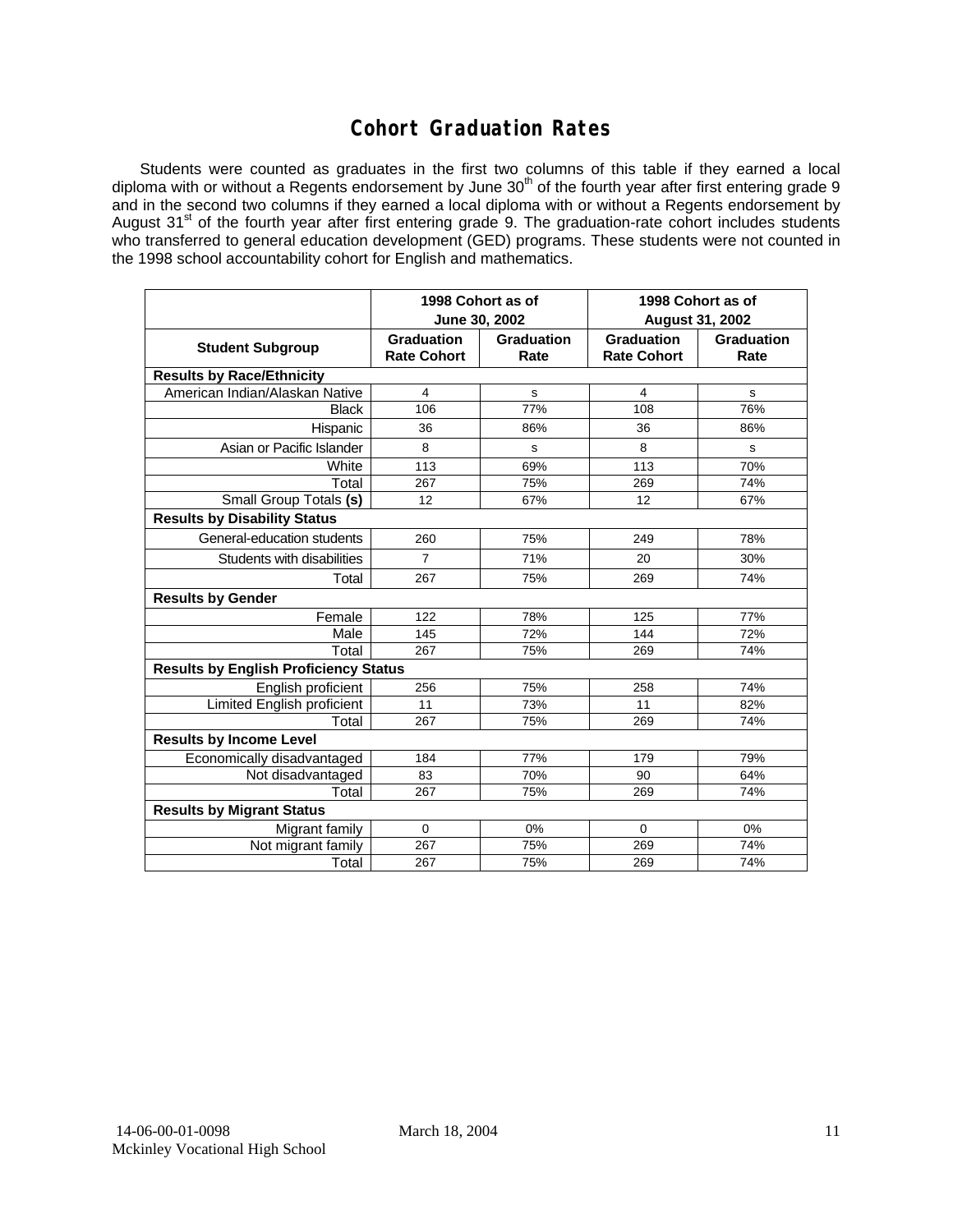# Cohort Graduation Rates

Students were counted as graduates in the first two columns of this table if they earned a local diploma with or without a Regents endorsement by June 30th of the fourth year after first entering grade 9 and in the second two columns if they earned a local diploma with or without a Regents endorsement by August 31st of the fourth year after first entering grade 9. The graduation-rate cohort includes students who transferred to general education development (GED) programs. These students were not counted in the 1998 school accountability cohort for English and mathematics.

| | 1998 Cohort as of June 30, 2002 | | 1998 Cohort as of August 31, 2002 | |
|---|---|---|---|---|
| **Student Subgroup** | **Graduation Rate Cohort** | **Graduation Rate** | **Graduation Rate Cohort** | **Graduation Rate** |
| **Results by Race/Ethnicity** | | | | |
| American Indian/Alaskan Native | 4 | s | 4 | s |
| Black | 106 | 77% | 108 | 76% |
| Hispanic | 36 | 86% | 36 | 86% |
| Asian or Pacific Islander | 8 | s | 8 | s |
| White | 113 | 69% | 113 | 70% |
| Total | 267 | 75% | 269 | 74% |
| Small Group Totals **(s)** | 12 | 67% | 12 | 67% |
| **Results by Disability Status** | | | | |
| General-education students | 260 | 75% | 249 | 78% |
| Students with disabilities | 7 | 71% | 20 | 30% |
| Total | 267 | 75% | 269 | 74% |
| **Results by Gender** | | | | |
| Female | 122 | 78% | 125 | 77% |
| Male | 145 | 72% | 144 | 72% |
| Total | 267 | 75% | 269 | 74% |
| **Results by English Proficiency Status** | | | | |
| English proficient | 256 | 75% | 258 | 74% |
| Limited English proficient | 11 | 73% | 11 | 82% |
| Total | 267 | 75% | 269 | 74% |
| **Results by Income Level** | | | | |
| Economically disadvantaged | 184 | 77% | 179 | 79% |
| Not disadvantaged | 83 | 70% | 90 | 64% |
| Total | 267 | 75% | 269 | 74% |
| **Results by Migrant Status** | | | | |
| Migrant family | 0 | 0% | 0 | 0% |
| Not migrant family | 267 | 75% | 269 | 74% |
| Total | 267 | 75% | 269 | 74% |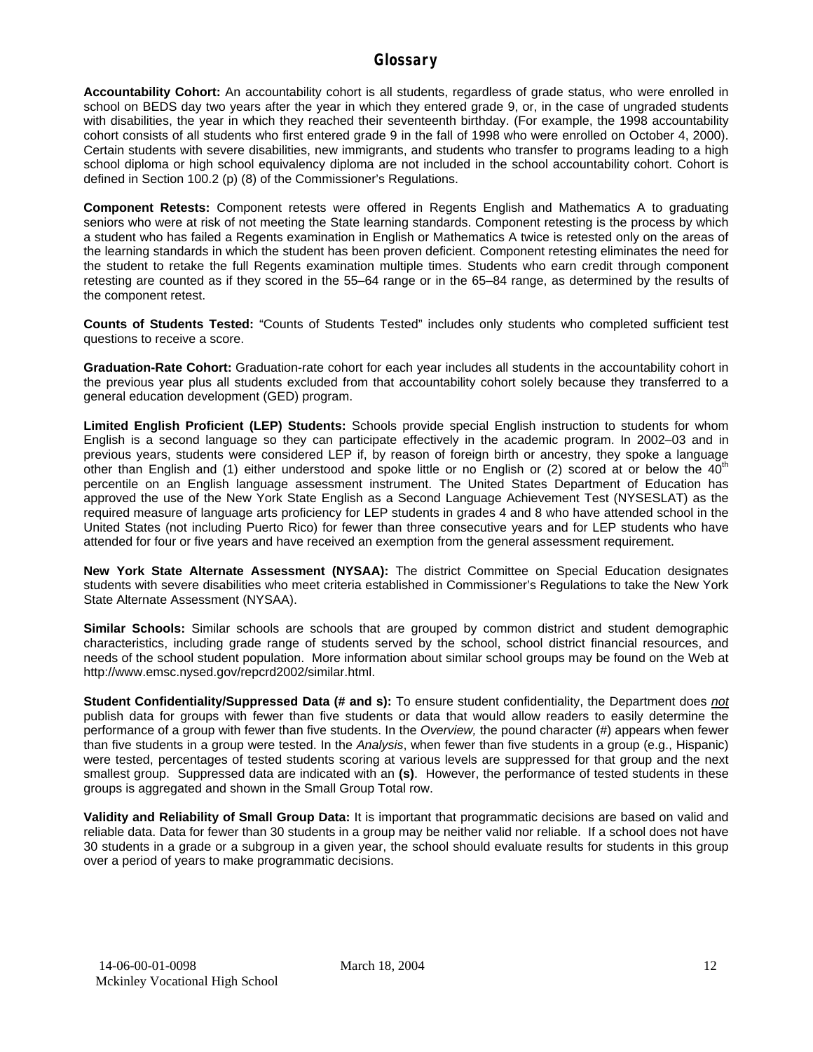# Glossary

**Accountability Cohort:** An accountability cohort is all students, regardless of grade status, who were enrolled in school on BEDS day two years after the year in which they entered grade 9, or, in the case of ungraded students with disabilities, the year in which they reached their seventeenth birthday. (For example, the 1998 accountability cohort consists of all students who first entered grade 9 in the fall of 1998 who were enrolled on October 4, 2000). Certain students with severe disabilities, new immigrants, and students who transfer to programs leading to a high school diploma or high school equivalency diploma are not included in the school accountability cohort. Cohort is defined in Section 100.2 (p) (8) of the Commissioner's Regulations.

**Component Retests:** Component retests were offered in Regents English and Mathematics A to graduating seniors who were at risk of not meeting the State learning standards. Component retesting is the process by which a student who has failed a Regents examination in English or Mathematics A twice is retested only on the areas of the learning standards in which the student has been proven deficient. Component retesting eliminates the need for the student to retake the full Regents examination multiple times. Students who earn credit through component retesting are counted as if they scored in the 55–64 range or in the 65–84 range, as determined by the results of the component retest.

**Counts of Students Tested:** "Counts of Students Tested" includes only students who completed sufficient test questions to receive a score.

**Graduation-Rate Cohort:** Graduation-rate cohort for each year includes all students in the accountability cohort in the previous year plus all students excluded from that accountability cohort solely because they transferred to a general education development (GED) program.

**Limited English Proficient (LEP) Students:** Schools provide special English instruction to students for whom English is a second language so they can participate effectively in the academic program. In 2002–03 and in previous years, students were considered LEP if, by reason of foreign birth or ancestry, they spoke a language other than English and (1) either understood and spoke little or no English or (2) scored at or below the 40th percentile on an English language assessment instrument. The United States Department of Education has approved the use of the New York State English as a Second Language Achievement Test (NYSESLAT) as the required measure of language arts proficiency for LEP students in grades 4 and 8 who have attended school in the United States (not including Puerto Rico) for fewer than three consecutive years and for LEP students who have attended for four or five years and have received an exemption from the general assessment requirement.

**New York State Alternate Assessment (NYSAA):** The district Committee on Special Education designates students with severe disabilities who meet criteria established in Commissioner's Regulations to take the New York State Alternate Assessment (NYSAA).

**Similar Schools:** Similar schools are schools that are grouped by common district and student demographic characteristics, including grade range of students served by the school, school district financial resources, and needs of the school student population. More information about similar school groups may be found on the Web at http://www.emsc.nysed.gov/repcrd2002/similar.html.

**Student Confidentiality/Suppressed Data (# and s):** To ensure student confidentiality, the Department does *not* publish data for groups with fewer than five students or data that would allow readers to easily determine the performance of a group with fewer than five students. In the *Overview,* the pound character (#) appears when fewer than five students in a group were tested. In the *Analysis*, when fewer than five students in a group (e.g., Hispanic) were tested, percentages of tested students scoring at various levels are suppressed for that group and the next smallest group. Suppressed data are indicated with an **(s)**. However, the performance of tested students in these groups is aggregated and shown in the Small Group Total row.

**Validity and Reliability of Small Group Data:** It is important that programmatic decisions are based on valid and reliable data. Data for fewer than 30 students in a group may be neither valid nor reliable. If a school does not have 30 students in a grade or a subgroup in a given year, the school should evaluate results for students in this group over a period of years to make programmatic decisions.